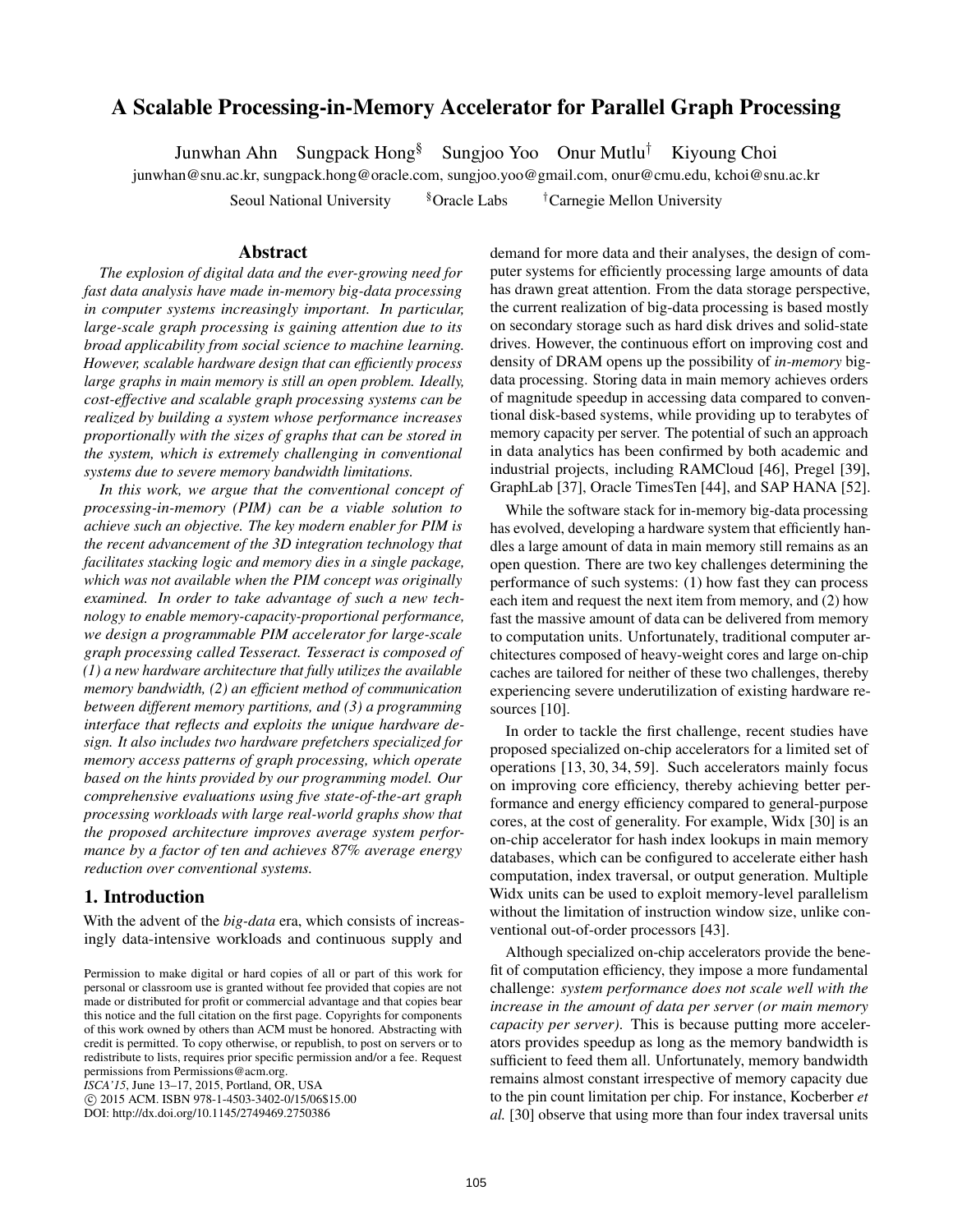# A Scalable Processing-in-Memory Accelerator for Parallel Graph Processing

Junwhan Ahn  Sungpack Hong[§]  Sungjoo Yoo  Onur Mutlu[†]  Kiyoung Choi

junwhan@snu.ac.kr, sungpack.hong@oracle.com, sungjoo.yoo@gmail.com, onur@cmu.edu, kchoi@snu.ac.kr

Seoul National University  [§]Oracle Labs  [†]Carnegie Mellon University

## Abstract

*The explosion of digital data and the ever-growing need for fast data analysis have made in-memory big-data processing in computer systems increasingly important. In particular, large-scale graph processing is gaining attention due to its broad applicability from social science to machine learning. However, scalable hardware design that can efficiently process large graphs in main memory is still an open problem. Ideally, cost-effective and scalable graph processing systems can be realized by building a system whose performance increases proportionally with the sizes of graphs that can be stored in the system, which is extremely challenging in conventional systems due to severe memory bandwidth limitations.*

*In this work, we argue that the conventional concept of processing-in-memory (PIM) can be a viable solution to achieve such an objective. The key modern enabler for PIM is the recent advancement of the 3D integration technology that facilitates stacking logic and memory dies in a single package, which was not available when the PIM concept was originally examined. In order to take advantage of such a new technology to enable memory-capacity-proportional performance, we design a programmable PIM accelerator for large-scale graph processing called Tesseract. Tesseract is composed of (1) a new hardware architecture that fully utilizes the available memory bandwidth, (2) an efficient method of communication between different memory partitions, and (3) a programming interface that reflects and exploits the unique hardware design. It also includes two hardware prefetchers specialized for memory access patterns of graph processing, which operate based on the hints provided by our programming model. Our comprehensive evaluations using five state-of-the-art graph processing workloads with large real-world graphs show that the proposed architecture improves average system performance by a factor of ten and achieves 87% average energy reduction over conventional systems.*

## 1. Introduction

With the advent of the *big-data* era, which consists of increasingly data-intensive workloads and continuous supply and demand for more data and their analyses, the design of computer systems for efficiently processing large amounts of data has drawn great attention. From the data storage perspective, the current realization of big-data processing is based mostly on secondary storage such as hard disk drives and solid-state drives. However, the continuous effort on improving cost and density of DRAM opens up the possibility of *in-memory* big-data processing. Storing data in main memory achieves orders of magnitude speedup in accessing data compared to conventional disk-based systems, while providing up to terabytes of memory capacity per server. The potential of such an approach in data analytics has been confirmed by both academic and industrial projects, including RAMCloud [46], Pregel [39], GraphLab [37], Oracle TimesTen [44], and SAP HANA [52].

While the software stack for in-memory big-data processing has evolved, developing a hardware system that efficiently handles a large amount of data in main memory still remains as an open question. There are two key challenges determining the performance of such systems: (1) how fast they can process each item and request the next item from memory, and (2) how fast the massive amount of data can be delivered from memory to computation units. Unfortunately, traditional computer architectures composed of heavy-weight cores and large on-chip caches are tailored for neither of these two challenges, thereby experiencing severe underutilization of existing hardware resources [10].

In order to tackle the first challenge, recent studies have proposed specialized on-chip accelerators for a limited set of operations [13, 30, 34, 59]. Such accelerators mainly focus on improving core efficiency, thereby achieving better performance and energy efficiency compared to general-purpose cores, at the cost of generality. For example, Widx [30] is an on-chip accelerator for hash index lookups in main memory databases, which can be configured to accelerate either hash computation, index traversal, or output generation. Multiple Widx units can be used to exploit memory-level parallelism without the limitation of instruction window size, unlike conventional out-of-order processors [43].

Although specialized on-chip accelerators provide the benefit of computation efficiency, they impose a more fundamental challenge: *system performance does not scale well with the increase in the amount of data per server (or main memory capacity per server).* This is because putting more accelerators provides speedup as long as the memory bandwidth is sufficient to feed them all. Unfortunately, memory bandwidth remains almost constant irrespective of memory capacity due to the pin count limitation per chip. For instance, Kocberber *et al.* [30] observe that using more than four index traversal units

Permission to make digital or hard copies of all or part of this work for personal or classroom use is granted without fee provided that copies are not made or distributed for profit or commercial advantage and that copies bear this notice and the full citation on the first page. Copyrights for components of this work owned by others than ACM must be honored. Abstracting with credit is permitted. To copy otherwise, or republish, to post on servers or to redistribute to lists, requires prior specific permission and/or a fee. Request permissions from Permissions@acm.org.
*ISCA'15*, June 13–17, 2015, Portland, OR, USA
© 2015 ACM. ISBN 978-1-4503-3402-0/15/06$15.00
DOI: http://dx.doi.org/10.1145/2749469.2750386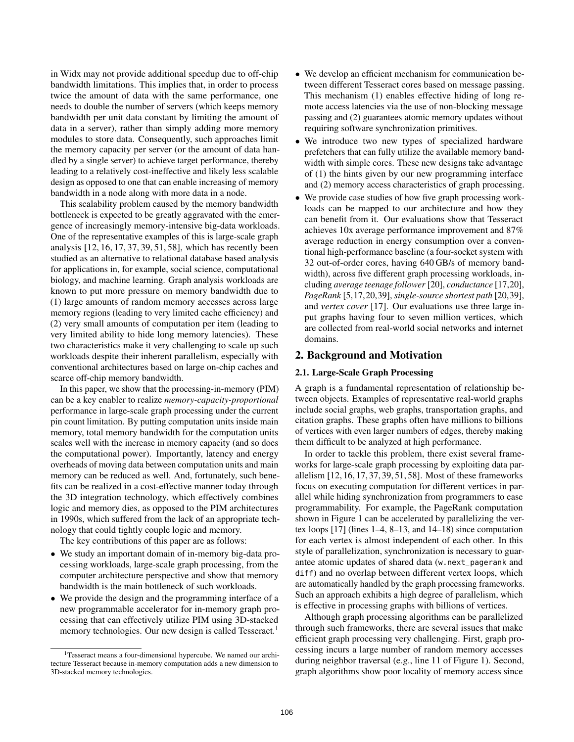in Widx may not provide additional speedup due to off-chip bandwidth limitations. This implies that, in order to process twice the amount of data with the same performance, one needs to double the number of servers (which keeps memory bandwidth per unit data constant by limiting the amount of data in a server), rather than simply adding more memory modules to store data. Consequently, such approaches limit the memory capacity per server (or the amount of data handled by a single server) to achieve target performance, thereby leading to a relatively cost-ineffective and likely less scalable design as opposed to one that can enable increasing of memory bandwidth in a node along with more data in a node.

This scalability problem caused by the memory bandwidth bottleneck is expected to be greatly aggravated with the emergence of increasingly memory-intensive big-data workloads. One of the representative examples of this is large-scale graph analysis [12, 16, 17, 37, 39, 51, 58], which has recently been studied as an alternative to relational database based analysis for applications in, for example, social science, computational biology, and machine learning. Graph analysis workloads are known to put more pressure on memory bandwidth due to (1) large amounts of random memory accesses across large memory regions (leading to very limited cache efficiency) and (2) very small amounts of computation per item (leading to very limited ability to hide long memory latencies). These two characteristics make it very challenging to scale up such workloads despite their inherent parallelism, especially with conventional architectures based on large on-chip caches and scarce off-chip memory bandwidth.

In this paper, we show that the processing-in-memory (PIM) can be a key enabler to realize *memory-capacity-proportional* performance in large-scale graph processing under the current pin count limitation. By putting computation units inside main memory, total memory bandwidth for the computation units scales well with the increase in memory capacity (and so does the computational power). Importantly, latency and energy overheads of moving data between computation units and main memory can be reduced as well. And, fortunately, such benefits can be realized in a cost-effective manner today through the 3D integration technology, which effectively combines logic and memory dies, as opposed to the PIM architectures in 1990s, which suffered from the lack of an appropriate technology that could tightly couple logic and memory.

The key contributions of this paper are as follows:

- We study an important domain of in-memory big-data processing workloads, large-scale graph processing, from the computer architecture perspective and show that memory bandwidth is the main bottleneck of such workloads.
- We provide the design and the programming interface of a new programmable accelerator for in-memory graph processing that can effectively utilize PIM using 3D-stacked memory technologies. Our new design is called Tesseract.[1]
- We develop an efficient mechanism for communication between different Tesseract cores based on message passing. This mechanism (1) enables effective hiding of long remote access latencies via the use of non-blocking message passing and (2) guarantees atomic memory updates without requiring software synchronization primitives.
- We introduce two new types of specialized hardware prefetchers that can fully utilize the available memory bandwidth with simple cores. These new designs take advantage of (1) the hints given by our new programming interface and (2) memory access characteristics of graph processing.
- We provide case studies of how five graph processing workloads can be mapped to our architecture and how they can benefit from it. Our evaluations show that Tesseract achieves 10x average performance improvement and 87% average reduction in energy consumption over a conventional high-performance baseline (a four-socket system with 32 out-of-order cores, having 640 GB/s of memory bandwidth), across five different graph processing workloads, including *average teenage follower* [20], *conductance* [17,20], *PageRank* [5,17,20,39], *single-source shortest path* [20,39], and *vertex cover* [17]. Our evaluations use three large input graphs having four to seven million vertices, which are collected from real-world social networks and internet domains.

## 2. Background and Motivation

### 2.1. Large-Scale Graph Processing

A graph is a fundamental representation of relationship between objects. Examples of representative real-world graphs include social graphs, web graphs, transportation graphs, and citation graphs. These graphs often have millions to billions of vertices with even larger numbers of edges, thereby making them difficult to be analyzed at high performance.

In order to tackle this problem, there exist several frameworks for large-scale graph processing by exploiting data parallelism [12, 16, 17, 37, 39, 51, 58]. Most of these frameworks focus on executing computation for different vertices in parallel while hiding synchronization from programmers to ease programmability. For example, the PageRank computation shown in Figure 1 can be accelerated by parallelizing the vertex loops [17] (lines 1–4, 8–13, and 14–18) since computation for each vertex is almost independent of each other. In this style of parallelization, synchronization is necessary to guarantee atomic updates of shared data (`w.next_pagerank` and `diff`) and no overlap between different vertex loops, which are automatically handled by the graph processing frameworks. Such an approach exhibits a high degree of parallelism, which is effective in processing graphs with billions of vertices.

Although graph processing algorithms can be parallelized through such frameworks, there are several issues that make efficient graph processing very challenging. First, graph processing incurs a large number of random memory accesses during neighbor traversal (e.g., line 11 of Figure 1). Second, graph algorithms show poor locality of memory access since

[1] Tesseract means a four-dimensional hypercube. We named our architecture Tesseract because in-memory computation adds a new dimension to 3D-stacked memory technologies.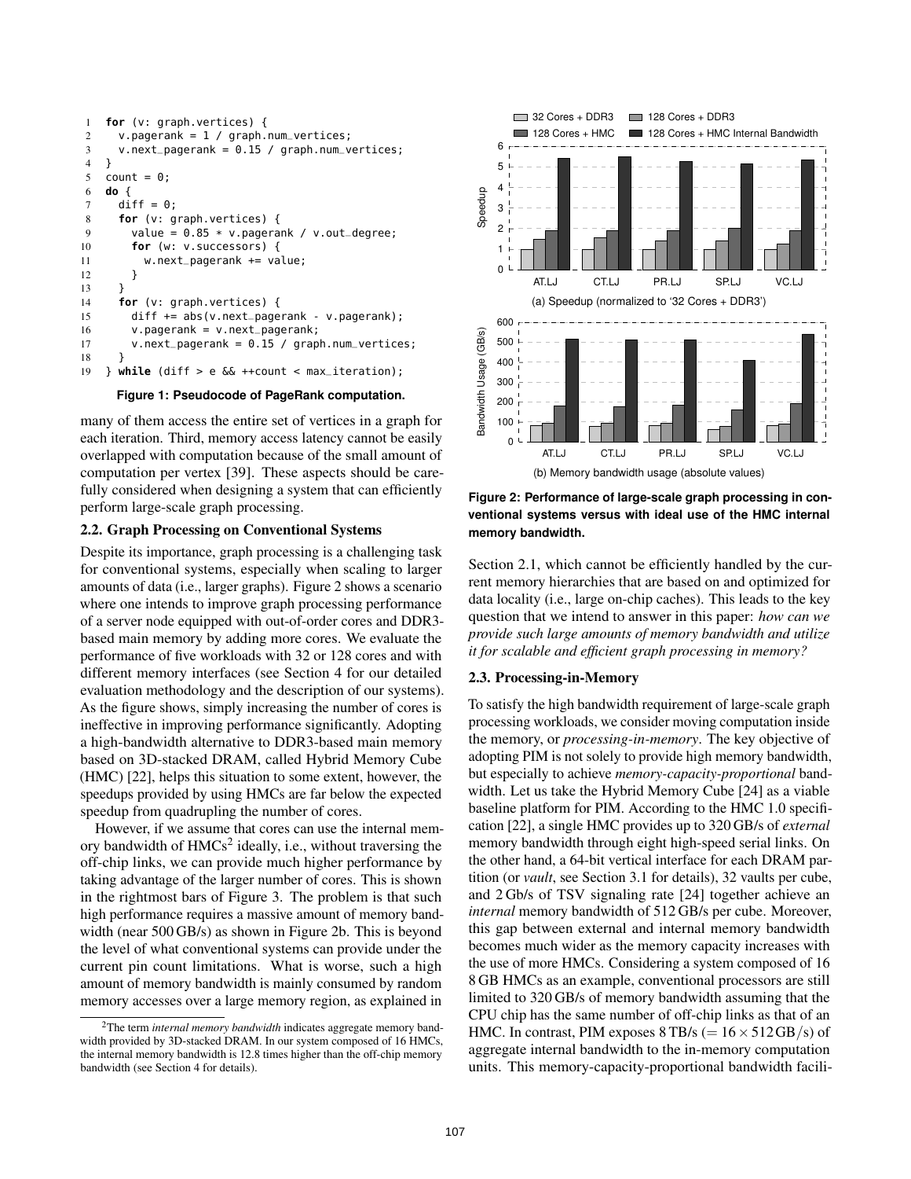```
1  for (v: graph.vertices) {
2    v.pagerank = 1 / graph.num_vertices;
3    v.next_pagerank = 0.15 / graph.num_vertices;
4  }
5  count = 0;
6  do {
7    diff = 0;
8    for (v: graph.vertices) {
9      value = 0.85 * v.pagerank / v.out_degree;
10     for (w: v.successors) {
11       w.next_pagerank += value;
12     }
13   }
14   for (v: graph.vertices) {
15     diff += abs(v.next_pagerank - v.pagerank);
16     v.pagerank = v.next_pagerank;
17     v.next_pagerank = 0.15 / graph.num_vertices;
18   }
19 } while (diff > e && ++count < max_iteration);
```

**Figure 1: Pseudocode of PageRank computation.**

many of them access the entire set of vertices in a graph for each iteration. Third, memory access latency cannot be easily overlapped with computation because of the small amount of computation per vertex [39]. These aspects should be carefully considered when designing a system that can efficiently perform large-scale graph processing.

### 2.2. Graph Processing on Conventional Systems

Despite its importance, graph processing is a challenging task for conventional systems, especially when scaling to larger amounts of data (i.e., larger graphs). Figure 2 shows a scenario where one intends to improve graph processing performance of a server node equipped with out-of-order cores and DDR3-based main memory by adding more cores. We evaluate the performance of five workloads with 32 or 128 cores and with different memory interfaces (see Section 4 for our detailed evaluation methodology and the description of our systems). As the figure shows, simply increasing the number of cores is ineffective in improving performance significantly. Adopting a high-bandwidth alternative to DDR3-based main memory based on 3D-stacked DRAM, called Hybrid Memory Cube (HMC) [22], helps this situation to some extent, however, the speedups provided by using HMCs are far below the expected speedup from quadrupling the number of cores.

However, if we assume that cores can use the internal memory bandwidth of HMCs[2] ideally, i.e., without traversing the off-chip links, we can provide much higher performance by taking advantage of the larger number of cores. This is shown in the rightmost bars of Figure 3. The problem is that such high performance requires a massive amount of memory bandwidth (near 500 GB/s) as shown in Figure 2b. This is beyond the level of what conventional systems can provide under the current pin count limitations. What is worse, such a high amount of memory bandwidth is mainly consumed by random memory accesses over a large memory region, as explained in Section 2.1, which cannot be efficiently handled by the current memory hierarchies that are based on and optimized for data locality (i.e., large on-chip caches). This leads to the key question that we intend to answer in this paper: *how can we provide such large amounts of memory bandwidth and utilize it for scalable and efficient graph processing in memory?*

[2] The term *internal memory bandwidth* indicates aggregate memory bandwidth provided by 3D-stacked DRAM. In our system composed of 16 HMCs, the internal memory bandwidth is 12.8 times higher than the off-chip memory bandwidth (see Section 4 for details).

(a) Speedup (normalized to '32 Cores + DDR3')

(b) Memory bandwidth usage (absolute values)

**Figure 2: Performance of large-scale graph processing in conventional systems versus with ideal use of the HMC internal memory bandwidth.**

### 2.3. Processing-in-Memory

To satisfy the high bandwidth requirement of large-scale graph processing workloads, we consider moving computation inside the memory, or *processing-in-memory*. The key objective of adopting PIM is not solely to provide high memory bandwidth, but especially to achieve *memory-capacity-proportional* bandwidth. Let us take the Hybrid Memory Cube [24] as a viable baseline platform for PIM. According to the HMC 1.0 specification [22], a single HMC provides up to 320 GB/s of *external* memory bandwidth through eight high-speed serial links. On the other hand, a 64-bit vertical interface for each DRAM partition (or *vault*, see Section 3.1 for details), 32 vaults per cube, and 2 Gb/s of TSV signaling rate [24] together achieve an *internal* memory bandwidth of 512 GB/s per cube. Moreover, this gap between external and internal memory bandwidth becomes much wider as the memory capacity increases with the use of more HMCs. Considering a system composed of 16 8 GB HMCs as an example, conventional processors are still limited to 320 GB/s of memory bandwidth assuming that the CPU chip has the same number of off-chip links as that of an HMC. In contrast, PIM exposes 8 TB/s ($= 16 \times 512\,\mathrm{GB/s}$) of aggregate internal bandwidth to the in-memory computation units. This memory-capacity-proportional bandwidth facili-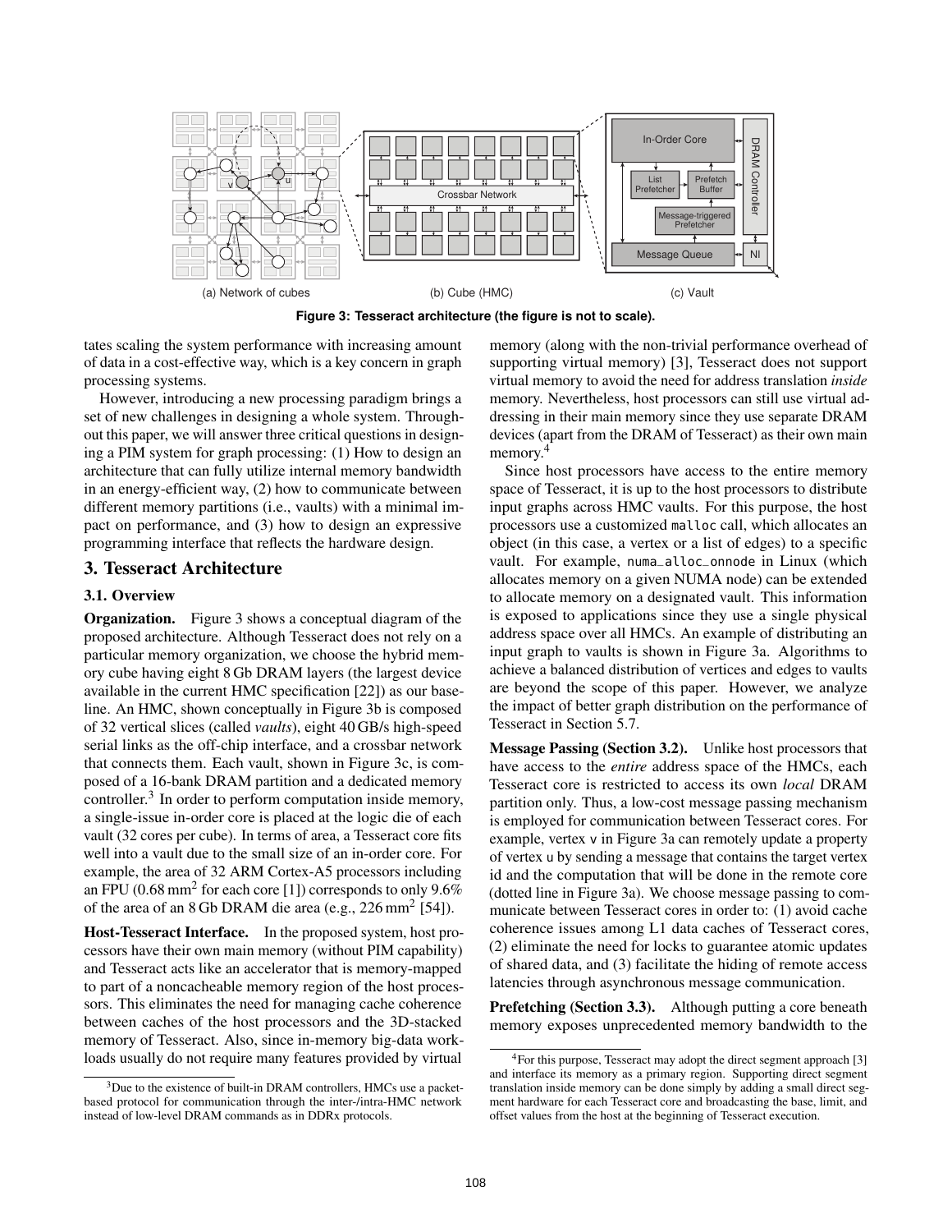(a) Network of cubes (b) Cube (HMC) (c) Vault

**Figure 3: Tesseract architecture (the figure is not to scale).**

tates scaling the system performance with increasing amount of data in a cost-effective way, which is a key concern in graph processing systems.

However, introducing a new processing paradigm brings a set of new challenges in designing a whole system. Throughout this paper, we will answer three critical questions in designing a PIM system for graph processing: (1) How to design an architecture that can fully utilize internal memory bandwidth in an energy-efficient way, (2) how to communicate between different memory partitions (i.e., vaults) with a minimal impact on performance, and (3) how to design an expressive programming interface that reflects the hardware design.

## 3. Tesseract Architecture

### 3.1. Overview

**Organization.** Figure 3 shows a conceptual diagram of the proposed architecture. Although Tesseract does not rely on a particular memory organization, we choose the hybrid memory cube having eight 8 Gb DRAM layers (the largest device available in the current HMC specification [22]) as our baseline. An HMC, shown conceptually in Figure 3b is composed of 32 vertical slices (called *vaults*), eight 40 GB/s high-speed serial links as the off-chip interface, and a crossbar network that connects them. Each vault, shown in Figure 3c, is composed of a 16-bank DRAM partition and a dedicated memory controller.[3] In order to perform computation inside memory, a single-issue in-order core is placed at the logic die of each vault (32 cores per cube). In terms of area, a Tesseract core fits well into a vault due to the small size of an in-order core. For example, the area of 32 ARM Cortex-A5 processors including an FPU (0.68 mm$^2$ for each core [1]) corresponds to only 9.6% of the area of an 8 Gb DRAM die area (e.g., 226 mm$^2$ [54]).

**Host-Tesseract Interface.** In the proposed system, host processors have their own main memory (without PIM capability) and Tesseract acts like an accelerator that is memory-mapped to part of a noncacheable memory region of the host processors. This eliminates the need for managing cache coherence between caches of the host processors and the 3D-stacked memory of Tesseract. Also, since in-memory big-data workloads usually do not require many features provided by virtual memory (along with the non-trivial performance overhead of supporting virtual memory) [3], Tesseract does not support virtual memory to avoid the need for address translation *inside* memory. Nevertheless, host processors can still use virtual addressing in their main memory since they use separate DRAM devices (apart from the DRAM of Tesseract) as their own main memory.[4]

Since host processors have access to the entire memory space of Tesseract, it is up to the host processors to distribute input graphs across HMC vaults. For this purpose, the host processors use a customized `malloc` call, which allocates an object (in this case, a vertex or a list of edges) to a specific vault. For example, `numa_alloc_onnode` in Linux (which allocates memory on a given NUMA node) can be extended to allocate memory on a designated vault. This information is exposed to applications since they use a single physical address space over all HMCs. An example of distributing an input graph to vaults is shown in Figure 3a. Algorithms to achieve a balanced distribution of vertices and edges to vaults are beyond the scope of this paper. However, we analyze the impact of better graph distribution on the performance of Tesseract in Section 5.7.

**Message Passing (Section 3.2).** Unlike host processors that have access to the *entire* address space of the HMCs, each Tesseract core is restricted to access its own *local* DRAM partition only. Thus, a low-cost message passing mechanism is employed for communication between Tesseract cores. For example, vertex `v` in Figure 3a can remotely update a property of vertex `u` by sending a message that contains the target vertex id and the computation that will be done in the remote core (dotted line in Figure 3a). We choose message passing to communicate between Tesseract cores in order to: (1) avoid cache coherence issues among L1 data caches of Tesseract cores, (2) eliminate the need for locks to guarantee atomic updates of shared data, and (3) facilitate the hiding of remote access latencies through asynchronous message communication.

**Prefetching (Section 3.3).** Although putting a core beneath memory exposes unprecedented memory bandwidth to the

---

[3] Due to the existence of built-in DRAM controllers, HMCs use a packet-based protocol for communication through the inter-/intra-HMC network instead of low-level DRAM commands as in DDRx protocols.

[4] For this purpose, Tesseract may adopt the direct segment approach [3] and interface its memory as a primary region. Supporting direct segment translation inside memory can be done simply by adding a small direct segment hardware for each Tesseract core and broadcasting the base, limit, and offset values from the host at the beginning of Tesseract execution.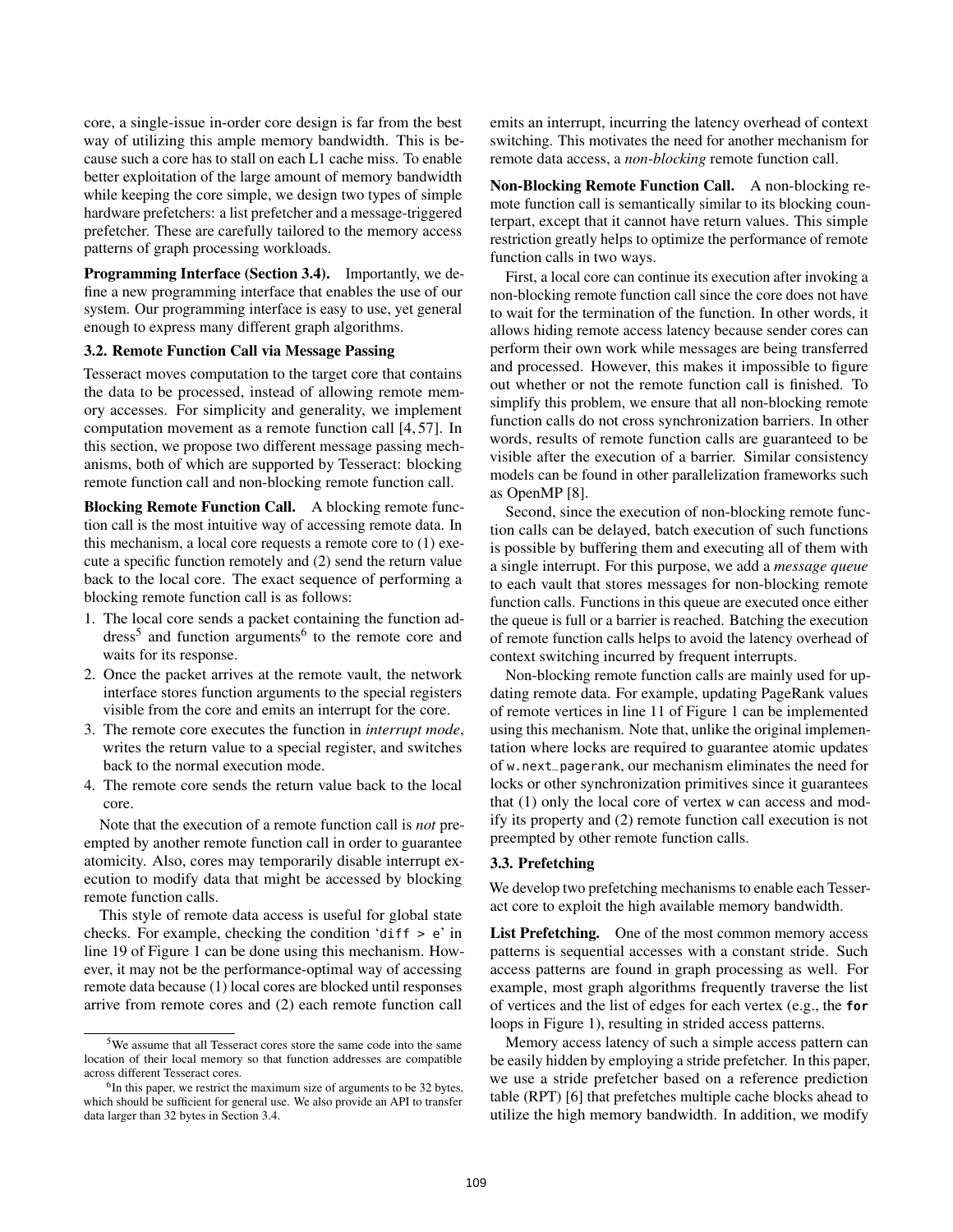core, a single-issue in-order core design is far from the best way of utilizing this ample memory bandwidth. This is because such a core has to stall on each L1 cache miss. To enable better exploitation of the large amount of memory bandwidth while keeping the core simple, we design two types of simple hardware prefetchers: a list prefetcher and a message-triggered prefetcher. These are carefully tailored to the memory access patterns of graph processing workloads.

**Programming Interface (Section 3.4).** Importantly, we define a new programming interface that enables the use of our system. Our programming interface is easy to use, yet general enough to express many different graph algorithms.

### 3.2. Remote Function Call via Message Passing

Tesseract moves computation to the target core that contains the data to be processed, instead of allowing remote memory accesses. For simplicity and generality, we implement computation movement as a remote function call [4, 57]. In this section, we propose two different message passing mechanisms, both of which are supported by Tesseract: blocking remote function call and non-blocking remote function call.

**Blocking Remote Function Call.** A blocking remote function call is the most intuitive way of accessing remote data. In this mechanism, a local core requests a remote core to (1) execute a specific function remotely and (2) send the return value back to the local core. The exact sequence of performing a blocking remote function call is as follows:

1. The local core sends a packet containing the function address[5] and function arguments[6] to the remote core and waits for its response.
2. Once the packet arrives at the remote vault, the network interface stores function arguments to the special registers visible from the core and emits an interrupt for the core.
3. The remote core executes the function in *interrupt mode*, writes the return value to a special register, and switches back to the normal execution mode.
4. The remote core sends the return value back to the local core.

Note that the execution of a remote function call is *not* preempted by another remote function call in order to guarantee atomicity. Also, cores may temporarily disable interrupt execution to modify data that might be accessed by blocking remote function calls.

This style of remote data access is useful for global state checks. For example, checking the condition '`diff > e`' in line 19 of Figure 1 can be done using this mechanism. However, it may not be the performance-optimal way of accessing remote data because (1) local cores are blocked until responses arrive from remote cores and (2) each remote function call emits an interrupt, incurring the latency overhead of context switching. This motivates the need for another mechanism for remote data access, a *non-blocking* remote function call.

**Non-Blocking Remote Function Call.** A non-blocking remote function call is semantically similar to its blocking counterpart, except that it cannot have return values. This simple restriction greatly helps to optimize the performance of remote function calls in two ways.

First, a local core can continue its execution after invoking a non-blocking remote function call since the core does not have to wait for the termination of the function. In other words, it allows hiding remote access latency because sender cores can perform their own work while messages are being transferred and processed. However, this makes it impossible to figure out whether or not the remote function call is finished. To simplify this problem, we ensure that all non-blocking remote function calls do not cross synchronization barriers. In other words, results of remote function calls are guaranteed to be visible after the execution of a barrier. Similar consistency models can be found in other parallelization frameworks such as OpenMP [8].

Second, since the execution of non-blocking remote function calls can be delayed, batch execution of such functions is possible by buffering them and executing all of them with a single interrupt. For this purpose, we add a *message queue* to each vault that stores messages for non-blocking remote function calls. Functions in this queue are executed once either the queue is full or a barrier is reached. Batching the execution of remote function calls helps to avoid the latency overhead of context switching incurred by frequent interrupts.

Non-blocking remote function calls are mainly used for updating remote data. For example, updating PageRank values of remote vertices in line 11 of Figure 1 can be implemented using this mechanism. Note that, unlike the original implementation where locks are required to guarantee atomic updates of `w.next_pagerank`, our mechanism eliminates the need for locks or other synchronization primitives since it guarantees that (1) only the local core of vertex `w` can access and modify its property and (2) remote function call execution is not preempted by other remote function calls.

### 3.3. Prefetching

We develop two prefetching mechanisms to enable each Tesseract core to exploit the high available memory bandwidth.

**List Prefetching.** One of the most common memory access patterns is sequential accesses with a constant stride. Such access patterns are found in graph processing as well. For example, most graph algorithms frequently traverse the list of vertices and the list of edges for each vertex (e.g., the **`for`** loops in Figure 1), resulting in strided access patterns.

Memory access latency of such a simple access pattern can be easily hidden by employing a stride prefetcher. In this paper, we use a stride prefetcher based on a reference prediction table (RPT) [6] that prefetches multiple cache blocks ahead to utilize the high memory bandwidth. In addition, we modify

---

[5] We assume that all Tesseract cores store the same code into the same location of their local memory so that function addresses are compatible across different Tesseract cores.

[6] In this paper, we restrict the maximum size of arguments to be 32 bytes, which should be sufficient for general use. We also provide an API to transfer data larger than 32 bytes in Section 3.4.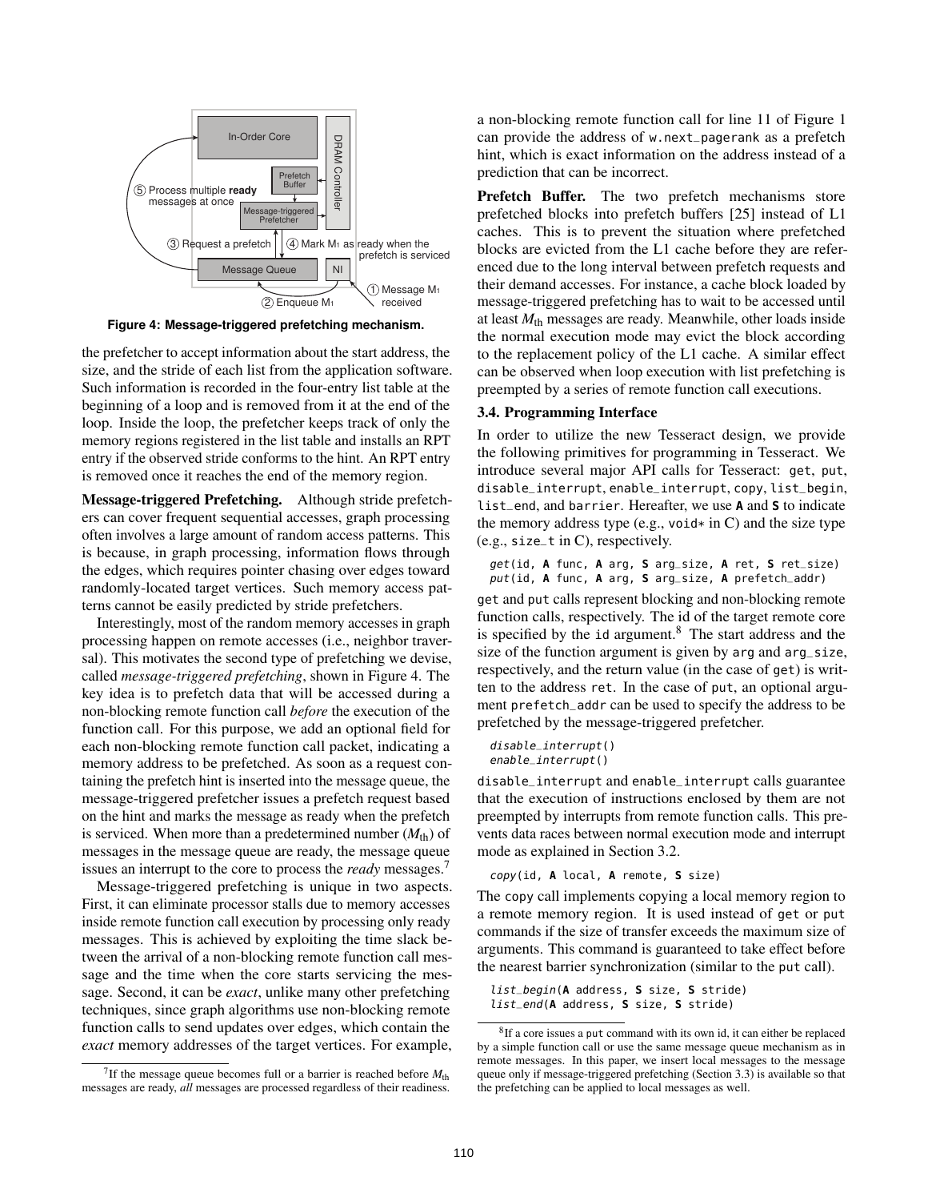In-Order Core

DRAM Controller

Prefetch Buffer

Message-triggered Prefetcher

⑤ Process multiple **ready** messages at once

③ Request a prefetch

④ Mark $M_1$ as ready when the prefetch is serviced

Message Queue

NI

① Message $M_1$ received

② Enqueue $M_1$

**Figure 4: Message-triggered prefetching mechanism.**

the prefetcher to accept information about the start address, the size, and the stride of each list from the application software. Such information is recorded in the four-entry list table at the beginning of a loop and is removed from it at the end of the loop. Inside the loop, the prefetcher keeps track of only the memory regions registered in the list table and installs an RPT entry if the observed stride conforms to the hint. An RPT entry is removed once it reaches the end of the memory region.

**Message-triggered Prefetching.** Although stride prefetchers can cover frequent sequential accesses, graph processing often involves a large amount of random access patterns. This is because, in graph processing, information flows through the edges, which requires pointer chasing over edges toward randomly-located target vertices. Such memory access patterns cannot be easily predicted by stride prefetchers.

Interestingly, most of the random memory accesses in graph processing happen on remote accesses (i.e., neighbor traversal). This motivates the second type of prefetching we devise, called *message-triggered prefetching*, shown in Figure 4. The key idea is to prefetch data that will be accessed during a non-blocking remote function call *before* the execution of the function call. For this purpose, we add an optional field for each non-blocking remote function call packet, indicating a memory address to be prefetched. As soon as a request containing the prefetch hint is inserted into the message queue, the message-triggered prefetcher issues a prefetch request based on the hint and marks the message as ready when the prefetch is serviced. When more than a predetermined number ($M_{\text{th}}$) of messages in the message queue are ready, the message queue issues an interrupt to the core to process the *ready* messages.[7]

Message-triggered prefetching is unique in two aspects. First, it can eliminate processor stalls due to memory accesses inside remote function call execution by processing only ready messages. This is achieved by exploiting the time slack between the arrival of a non-blocking remote function call message and the time when the core starts servicing the message. Second, it can be *exact*, unlike many other prefetching techniques, since graph algorithms use non-blocking remote function calls to send updates over edges, which contain the *exact* memory addresses of the target vertices. For example, a non-blocking remote function call for line 11 of Figure 1 can provide the address of `w.next_pagerank` as a prefetch hint, which is exact information on the address instead of a prediction that can be incorrect.

**Prefetch Buffer.** The two prefetch mechanisms store prefetched blocks into prefetch buffers [25] instead of L1 caches. This is to prevent the situation where prefetched blocks are evicted from the L1 cache before they are referenced due to the long interval between prefetch requests and their demand accesses. For instance, a cache block loaded by message-triggered prefetching has to wait to be accessed until at least $M_{\text{th}}$ messages are ready. Meanwhile, other loads inside the normal execution mode may evict the block according to the replacement policy of the L1 cache. A similar effect can be observed when loop execution with list prefetching is preempted by a series of remote function call executions.

### 3.4. Programming Interface

In order to utilize the new Tesseract design, we provide the following primitives for programming in Tesseract. We introduce several major API calls for Tesseract: `get`, `put`, `disable_interrupt`, `enable_interrupt`, `copy`, `list_begin`, `list_end`, and `barrier`. Hereafter, we use **A** and **S** to indicate the memory address type (e.g., `void*` in C) and the size type (e.g., `size_t` in C), respectively.

```
get(id, A func, A arg, S arg_size, A ret, S ret_size)
put(id, A func, A arg, S arg_size, A prefetch_addr)
```

`get` and `put` calls represent blocking and non-blocking remote function calls, respectively. The id of the target remote core is specified by the `id` argument.[8] The start address and the size of the function argument is given by `arg` and `arg_size`, respectively, and the return value (in the case of `get`) is written to the address `ret`. In the case of `put`, an optional argument `prefetch_addr` can be used to specify the address to be prefetched by the message-triggered prefetcher.

```
disable_interrupt()
enable_interrupt()
```

`disable_interrupt` and `enable_interrupt` calls guarantee that the execution of instructions enclosed by them are not preempted by interrupts from remote function calls. This prevents data races between normal execution mode and interrupt mode as explained in Section 3.2.

```
copy(id, A local, A remote, S size)
```

The `copy` call implements copying a local memory region to a remote memory region. It is used instead of `get` or `put` commands if the size of transfer exceeds the maximum size of arguments. This command is guaranteed to take effect before the nearest barrier synchronization (similar to the `put` call).

```
list_begin(A address, S size, S stride)
list_end(A address, S size, S stride)
```

[7] If the message queue becomes full or a barrier is reached before $M_{\text{th}}$ messages are ready, *all* messages are processed regardless of their readiness.

[8] If a core issues a `put` command with its own id, it can either be replaced by a simple function call or use the same message queue mechanism as in remote messages. In this paper, we insert local messages to the message queue only if message-triggered prefetching (Section 3.3) is available so that the prefetching can be applied to local messages as well.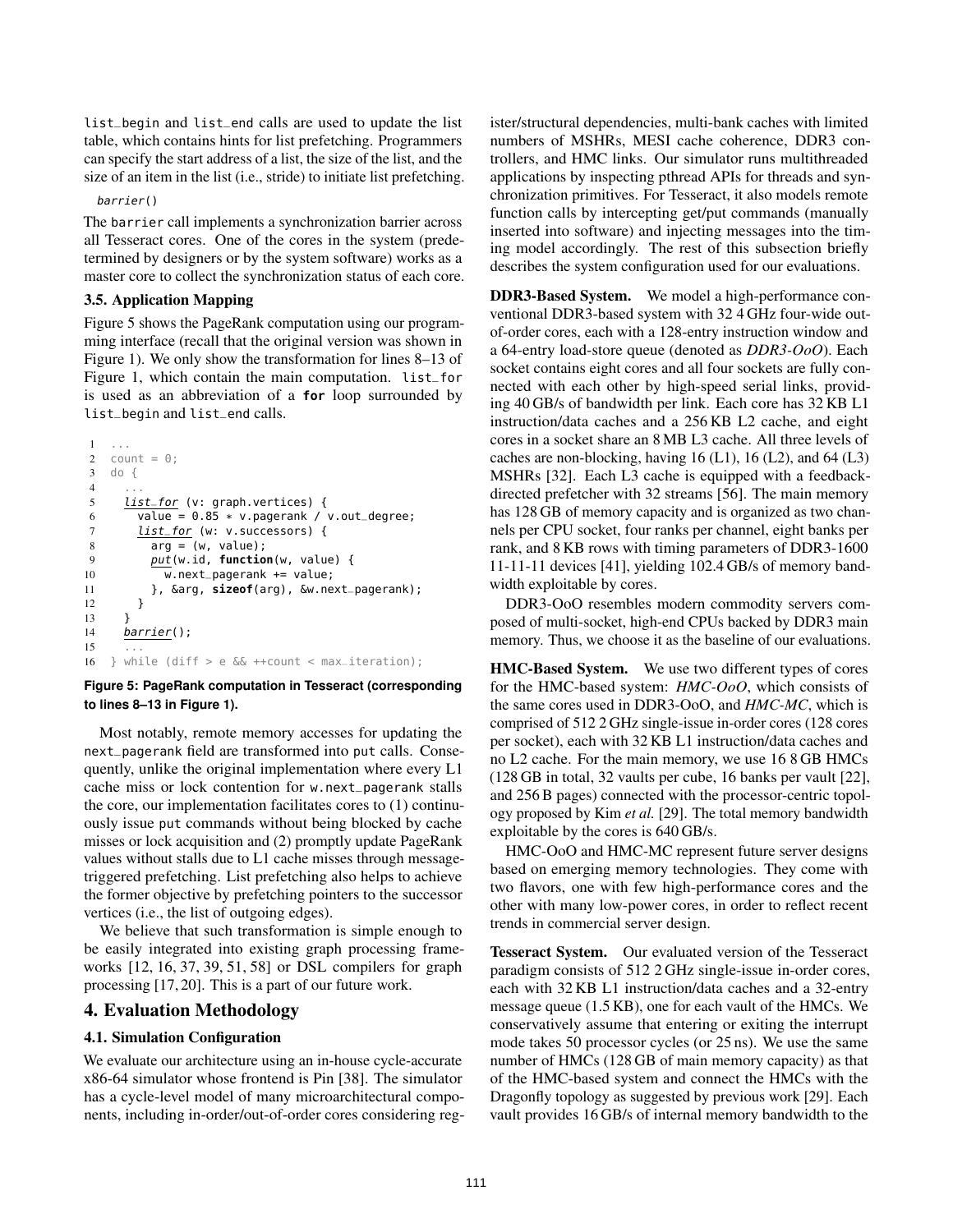list_begin and list_end calls are used to update the list table, which contains hints for list prefetching. Programmers can specify the start address of a list, the size of the list, and the size of an item in the list (i.e., stride) to initiate list prefetching.

*barrier*()

The barrier call implements a synchronization barrier across all Tesseract cores. One of the cores in the system (predetermined by designers or by the system software) works as a master core to collect the synchronization status of each core.

### 3.5. Application Mapping

Figure 5 shows the PageRank computation using our programming interface (recall that the original version was shown in Figure 1). We only show the transformation for lines 8–13 of Figure 1, which contain the main computation. list_for is used as an abbreviation of a **for** loop surrounded by list_begin and list_end calls.

```
1   ...
2   count = 0;
3   do {
4     ...
5     list_for (v: graph.vertices) {
6       value = 0.85 * v.pagerank / v.out_degree;
7       list_for (w: v.successors) {
8         arg = (w, value);
9         put(w.id, function(w, value) {
10          w.next_pagerank += value;
11        }, &arg, sizeof(arg), &w.next_pagerank);
12      }
13    }
14    barrier();
15    ...
16  } while (diff > e && ++count < max_iteration);
```

**Figure 5: PageRank computation in Tesseract (corresponding to lines 8–13 in Figure 1).**

Most notably, remote memory accesses for updating the next_pagerank field are transformed into put calls. Consequently, unlike the original implementation where every L1 cache miss or lock contention for w.next_pagerank stalls the core, our implementation facilitates cores to (1) continuously issue put commands without being blocked by cache misses or lock acquisition and (2) promptly update PageRank values without stalls due to L1 cache misses through message-triggered prefetching. List prefetching also helps to achieve the former objective by prefetching pointers to the successor vertices (i.e., the list of outgoing edges).

We believe that such transformation is simple enough to be easily integrated into existing graph processing frameworks [12, 16, 37, 39, 51, 58] or DSL compilers for graph processing [17, 20]. This is a part of our future work.

## 4. Evaluation Methodology

### 4.1. Simulation Configuration

We evaluate our architecture using an in-house cycle-accurate x86-64 simulator whose frontend is Pin [38]. The simulator has a cycle-level model of many microarchitectural components, including in-order/out-of-order cores considering register/structural dependencies, multi-bank caches with limited numbers of MSHRs, MESI cache coherence, DDR3 controllers, and HMC links. Our simulator runs multithreaded applications by inspecting pthread APIs for threads and synchronization primitives. For Tesseract, it also models remote function calls by intercepting get/put commands (manually inserted into software) and injecting messages into the timing model accordingly. The rest of this subsection briefly describes the system configuration used for our evaluations.

**DDR3-Based System.** We model a high-performance conventional DDR3-based system with 32 4 GHz four-wide out-of-order cores, each with a 128-entry instruction window and a 64-entry load-store queue (denoted as *DDR3-OoO*). Each socket contains eight cores and all four sockets are fully connected with each other by high-speed serial links, providing 40 GB/s of bandwidth per link. Each core has 32 KB L1 instruction/data caches and a 256 KB L2 cache, and eight cores in a socket share an 8 MB L3 cache. All three levels of caches are non-blocking, having 16 (L1), 16 (L2), and 64 (L3) MSHRs [32]. Each L3 cache is equipped with a feedback-directed prefetcher with 32 streams [56]. The main memory has 128 GB of memory capacity and is organized as two channels per CPU socket, four ranks per channel, eight banks per rank, and 8 KB rows with timing parameters of DDR3-1600 11-11-11 devices [41], yielding 102.4 GB/s of memory bandwidth exploitable by cores.

DDR3-OoO resembles modern commodity servers composed of multi-socket, high-end CPUs backed by DDR3 main memory. Thus, we choose it as the baseline of our evaluations.

**HMC-Based System.** We use two different types of cores for the HMC-based system: *HMC-OoO*, which consists of the same cores used in DDR3-OoO, and *HMC-MC*, which is comprised of 512 2 GHz single-issue in-order cores (128 cores per socket), each with 32 KB L1 instruction/data caches and no L2 cache. For the main memory, we use 16 8 GB HMCs (128 GB in total, 32 vaults per cube, 16 banks per vault [22], and 256 B pages) connected with the processor-centric topology proposed by Kim *et al.* [29]. The total memory bandwidth exploitable by the cores is 640 GB/s.

HMC-OoO and HMC-MC represent future server designs based on emerging memory technologies. They come with two flavors, one with few high-performance cores and the other with many low-power cores, in order to reflect recent trends in commercial server design.

**Tesseract System.** Our evaluated version of the Tesseract paradigm consists of 512 2 GHz single-issue in-order cores, each with 32 KB L1 instruction/data caches and a 32-entry message queue (1.5 KB), one for each vault of the HMCs. We conservatively assume that entering or exiting the interrupt mode takes 50 processor cycles (or 25 ns). We use the same number of HMCs (128 GB of main memory capacity) as that of the HMC-based system and connect the HMCs with the Dragonfly topology as suggested by previous work [29]. Each vault provides 16 GB/s of internal memory bandwidth to the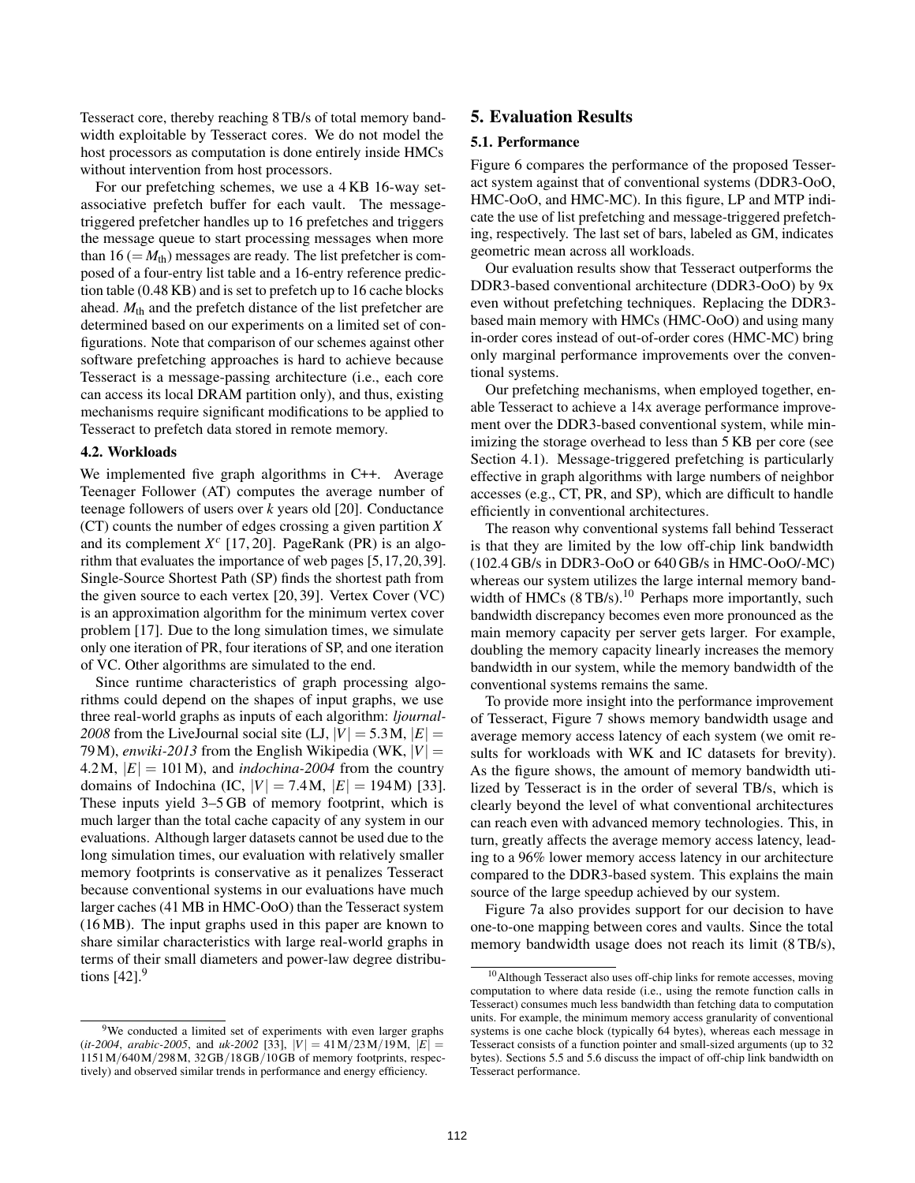Tesseract core, thereby reaching 8 TB/s of total memory bandwidth exploitable by Tesseract cores. We do not model the host processors as computation is done entirely inside HMCs without intervention from host processors.

For our prefetching schemes, we use a 4 KB 16-way set-associative prefetch buffer for each vault. The message-triggered prefetcher handles up to 16 prefetches and triggers the message queue to start processing messages when more than 16 ($= M_{\text{th}}$) messages are ready. The list prefetcher is composed of a four-entry list table and a 16-entry reference prediction table (0.48 KB) and is set to prefetch up to 16 cache blocks ahead. $M_{\text{th}}$ and the prefetch distance of the list prefetcher are determined based on our experiments on a limited set of configurations. Note that comparison of our schemes against other software prefetching approaches is hard to achieve because Tesseract is a message-passing architecture (i.e., each core can access its local DRAM partition only), and thus, existing mechanisms require significant modifications to be applied to Tesseract to prefetch data stored in remote memory.

### 4.2. Workloads

We implemented five graph algorithms in C++. Average Teenager Follower (AT) computes the average number of teenage followers of users over *k* years old [20]. Conductance (CT) counts the number of edges crossing a given partition $X$ and its complement $X^c$ [17, 20]. PageRank (PR) is an algorithm that evaluates the importance of web pages [5, 17, 20, 39]. Single-Source Shortest Path (SP) finds the shortest path from the given source to each vertex [20, 39]. Vertex Cover (VC) is an approximation algorithm for the minimum vertex cover problem [17]. Due to the long simulation times, we simulate only one iteration of PR, four iterations of SP, and one iteration of VC. Other algorithms are simulated to the end.

Since runtime characteristics of graph processing algorithms could depend on the shapes of input graphs, we use three real-world graphs as inputs of each algorithm: *ljournal-2008* from the LiveJournal social site (LJ, $|V| = 5.3\text{M}$, $|E| = 79\text{M}$), *enwiki-2013* from the English Wikipedia (WK, $|V| = 4.2\text{M}$, $|E| = 101\text{M}$), and *indochina-2004* from the country domains of Indochina (IC, $|V| = 7.4\text{M}$, $|E| = 194\text{M}$) [33]. These inputs yield 3–5 GB of memory footprint, which is much larger than the total cache capacity of any system in our evaluations. Although larger datasets cannot be used due to the long simulation times, our evaluation with relatively smaller memory footprints is conservative as it penalizes Tesseract because conventional systems in our evaluations have much larger caches (41 MB in HMC-OoO) than the Tesseract system (16 MB). The input graphs used in this paper are known to share similar characteristics with large real-world graphs in terms of their small diameters and power-law degree distributions [42].[9]

## 5. Evaluation Results

### 5.1. Performance

Figure 6 compares the performance of the proposed Tesseract system against that of conventional systems (DDR3-OoO, HMC-OoO, and HMC-MC). In this figure, LP and MTP indicate the use of list prefetching and message-triggered prefetching, respectively. The last set of bars, labeled as GM, indicates geometric mean across all workloads.

Our evaluation results show that Tesseract outperforms the DDR3-based conventional architecture (DDR3-OoO) by 9x even without prefetching techniques. Replacing the DDR3-based main memory with HMCs (HMC-OoO) and using many in-order cores instead of out-of-order cores (HMC-MC) bring only marginal performance improvements over the conventional systems.

Our prefetching mechanisms, when employed together, enable Tesseract to achieve a 14x average performance improvement over the DDR3-based conventional system, while minimizing the storage overhead to less than 5 KB per core (see Section 4.1). Message-triggered prefetching is particularly effective in graph algorithms with large numbers of neighbor accesses (e.g., CT, PR, and SP), which are difficult to handle efficiently in conventional architectures.

The reason why conventional systems fall behind Tesseract is that they are limited by the low off-chip link bandwidth (102.4 GB/s in DDR3-OoO or 640 GB/s in HMC-OoO/-MC) whereas our system utilizes the large internal memory bandwidth of HMCs (8 TB/s).[10] Perhaps more importantly, such bandwidth discrepancy becomes even more pronounced as the main memory capacity per server gets larger. For example, doubling the memory capacity linearly increases the memory bandwidth in our system, while the memory bandwidth of the conventional systems remains the same.

To provide more insight into the performance improvement of Tesseract, Figure 7 shows memory bandwidth usage and average memory access latency of each system (we omit results for workloads with WK and IC datasets for brevity). As the figure shows, the amount of memory bandwidth utilized by Tesseract is in the order of several TB/s, which is clearly beyond the level of what conventional architectures can reach even with advanced memory technologies. This, in turn, greatly affects the average memory access latency, leading to a 96% lower memory access latency in our architecture compared to the DDR3-based system. This explains the main source of the large speedup achieved by our system.

Figure 7a also provides support for our decision to have one-to-one mapping between cores and vaults. Since the total memory bandwidth usage does not reach its limit (8 TB/s),

---

[9] We conducted a limited set of experiments with even larger graphs (*it-2004*, *arabic-2005*, and *uk-2002* [33], $|V| = 41\text{M}/23\text{M}/19\text{M}$, $|E| = 1151\text{M}/640\text{M}/298\text{M}$, 32 GB/18 GB/10 GB of memory footprints, respectively) and observed similar trends in performance and energy efficiency.

[10] Although Tesseract also uses off-chip links for remote accesses, moving computation to where data reside (i.e., using the remote function calls in Tesseract) consumes much less bandwidth than fetching data to computation units. For example, the minimum memory access granularity of conventional systems is one cache block (typically 64 bytes), whereas each message in Tesseract consists of a function pointer and small-sized arguments (up to 32 bytes). Sections 5.5 and 5.6 discuss the impact of off-chip link bandwidth on Tesseract performance.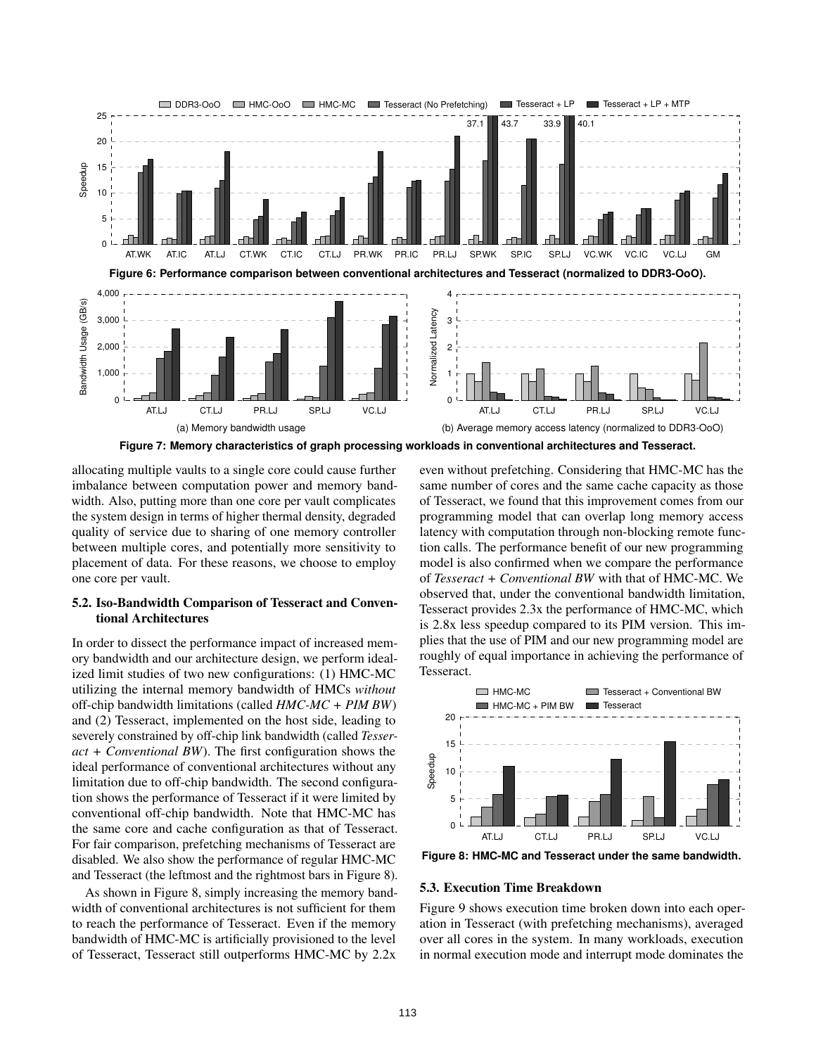Figure 6: Performance comparison between conventional architectures and Tesseract (normalized to DDR3-OoO).

(a) Memory bandwidth usage

(b) Average memory access latency (normalized to DDR3-OoO)

Figure 7: Memory characteristics of graph processing workloads in conventional architectures and Tesseract.

allocating multiple vaults to a single core could cause further imbalance between computation power and memory bandwidth. Also, putting more than one core per vault complicates the system design in terms of higher thermal density, degraded quality of service due to sharing of one memory controller between multiple cores, and potentially more sensitivity to placement of data. For these reasons, we choose to employ one core per vault.

### 5.2. Iso-Bandwidth Comparison of Tesseract and Conventional Architectures

In order to dissect the performance impact of increased memory bandwidth and our architecture design, we perform idealized limit studies of two new configurations: (1) HMC-MC utilizing the internal memory bandwidth of HMCs *without* off-chip bandwidth limitations (called *HMC-MC + PIM BW*) and (2) Tesseract, implemented on the host side, leading to severely constrained by off-chip link bandwidth (called *Tesseract + Conventional BW*). The first configuration shows the ideal performance of conventional architectures without any limitation due to off-chip bandwidth. The second configuration shows the performance of Tesseract if it were limited by conventional off-chip bandwidth. Note that HMC-MC has the same core and cache configuration as that of Tesseract. For fair comparison, prefetching mechanisms of Tesseract are disabled. We also show the performance of regular HMC-MC and Tesseract (the leftmost and the rightmost bars in Figure 8).

As shown in Figure 8, simply increasing the memory bandwidth of conventional architectures is not sufficient for them to reach the performance of Tesseract. Even if the memory bandwidth of HMC-MC is artificially provisioned to the level of Tesseract, Tesseract still outperforms HMC-MC by 2.2x even without prefetching. Considering that HMC-MC has the same number of cores and the same cache capacity as those of Tesseract, we found that this improvement comes from our programming model that can overlap long memory access latency with computation through non-blocking remote function calls. The performance benefit of our new programming model is also confirmed when we compare the performance of *Tesseract + Conventional BW* with that of HMC-MC. We observed that, under the conventional bandwidth limitation, Tesseract provides 2.3x the performance of HMC-MC, which is 2.8x less speedup compared to its PIM version. This implies that the use of PIM and our new programming model are roughly of equal importance in achieving the performance of Tesseract.

Figure 8: HMC-MC and Tesseract under the same bandwidth.

### 5.3. Execution Time Breakdown

Figure 9 shows execution time broken down into each operation in Tesseract (with prefetching mechanisms), averaged over all cores in the system. In many workloads, execution in normal execution mode and interrupt mode dominates the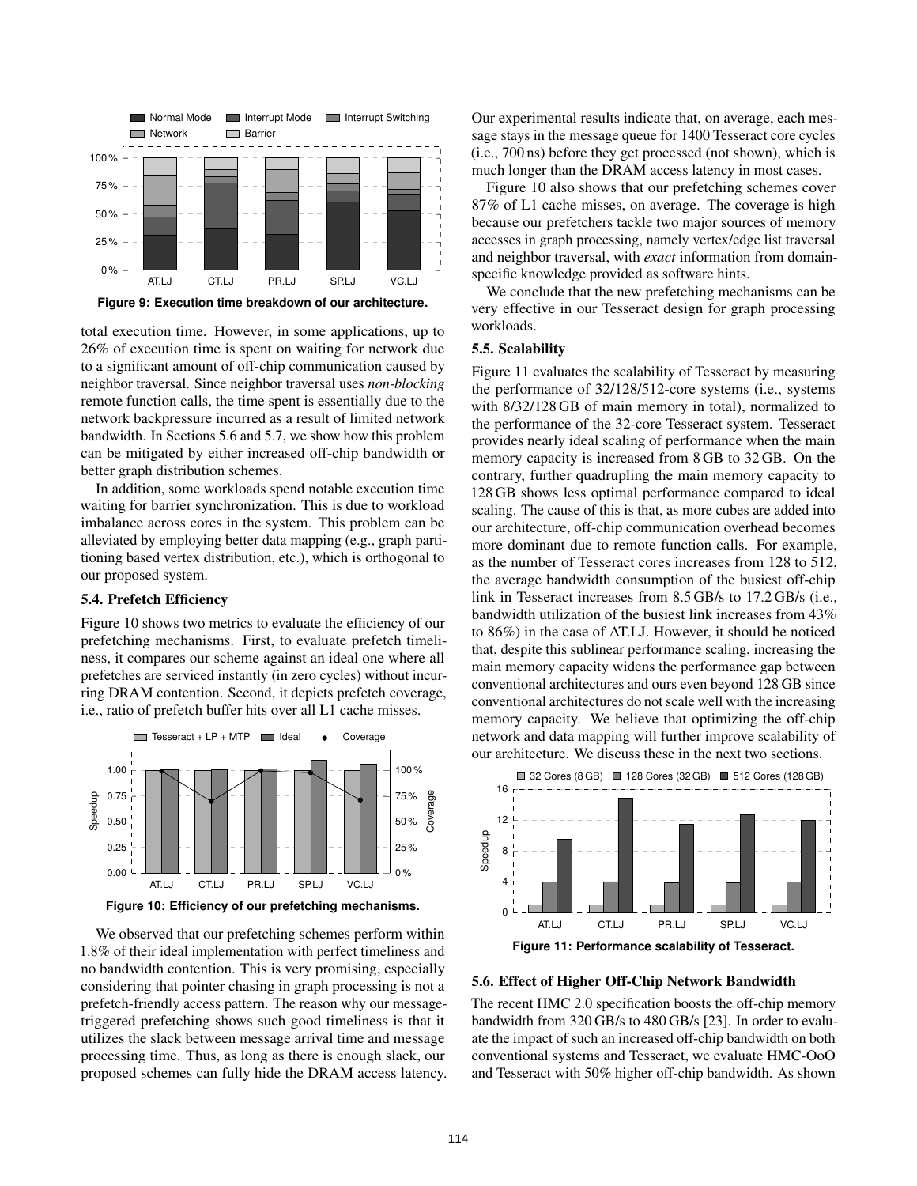Figure 9: Execution time breakdown of our architecture.

total execution time. However, in some applications, up to 26% of execution time is spent on waiting for network due to a significant amount of off-chip communication caused by neighbor traversal. Since neighbor traversal uses *non-blocking* remote function calls, the time spent is essentially due to the network backpressure incurred as a result of limited network bandwidth. In Sections 5.6 and 5.7, we show how this problem can be mitigated by either increased off-chip bandwidth or better graph distribution schemes.

In addition, some workloads spend notable execution time waiting for barrier synchronization. This is due to workload imbalance across cores in the system. This problem can be alleviated by employing better data mapping (e.g., graph partitioning based vertex distribution, etc.), which is orthogonal to our proposed system.

### 5.4. Prefetch Efficiency

Figure 10 shows two metrics to evaluate the efficiency of our prefetching mechanisms. First, to evaluate prefetch timeliness, it compares our scheme against an ideal one where all prefetches are serviced instantly (in zero cycles) without incurring DRAM contention. Second, it depicts prefetch coverage, i.e., ratio of prefetch buffer hits over all L1 cache misses.

Figure 10: Efficiency of our prefetching mechanisms.

We observed that our prefetching schemes perform within 1.8% of their ideal implementation with perfect timeliness and no bandwidth contention. This is very promising, especially considering that pointer chasing in graph processing is not a prefetch-friendly access pattern. The reason why our message-triggered prefetching shows such good timeliness is that it utilizes the slack between message arrival time and message processing time. Thus, as long as there is enough slack, our proposed schemes can fully hide the DRAM access latency. Our experimental results indicate that, on average, each message stays in the message queue for 1400 Tesseract core cycles (i.e., 700 ns) before they get processed (not shown), which is much longer than the DRAM access latency in most cases.

Figure 10 also shows that our prefetching schemes cover 87% of L1 cache misses, on average. The coverage is high because our prefetchers tackle two major sources of memory accesses in graph processing, namely vertex/edge list traversal and neighbor traversal, with *exact* information from domain-specific knowledge provided as software hints.

We conclude that the new prefetching mechanisms can be very effective in our Tesseract design for graph processing workloads.

### 5.5. Scalability

Figure 11 evaluates the scalability of Tesseract by measuring the performance of 32/128/512-core systems (i.e., systems with 8/32/128 GB of main memory in total), normalized to the performance of the 32-core Tesseract system. Tesseract provides nearly ideal scaling of performance when the main memory capacity is increased from 8 GB to 32 GB. On the contrary, further quadrupling the main memory capacity to 128 GB shows less optimal performance compared to ideal scaling. The cause of this is that, as more cubes are added into our architecture, off-chip communication overhead becomes more dominant due to remote function calls. For example, as the number of Tesseract cores increases from 128 to 512, the average bandwidth consumption of the busiest off-chip link in Tesseract increases from 8.5 GB/s to 17.2 GB/s (i.e., bandwidth utilization of the busiest link increases from 43% to 86%) in the case of AT.LJ. However, it should be noticed that, despite this sublinear performance scaling, increasing the main memory capacity widens the performance gap between conventional architectures and ours even beyond 128 GB since conventional architectures do not scale well with the increasing memory capacity. We believe that optimizing the off-chip network and data mapping will further improve scalability of our architecture. We discuss these in the next two sections.

Figure 11: Performance scalability of Tesseract.

### 5.6. Effect of Higher Off-Chip Network Bandwidth

The recent HMC 2.0 specification boosts the off-chip memory bandwidth from 320 GB/s to 480 GB/s [23]. In order to evaluate the impact of such an increased off-chip bandwidth on both conventional systems and Tesseract, we evaluate HMC-OoO and Tesseract with 50% higher off-chip bandwidth. As shown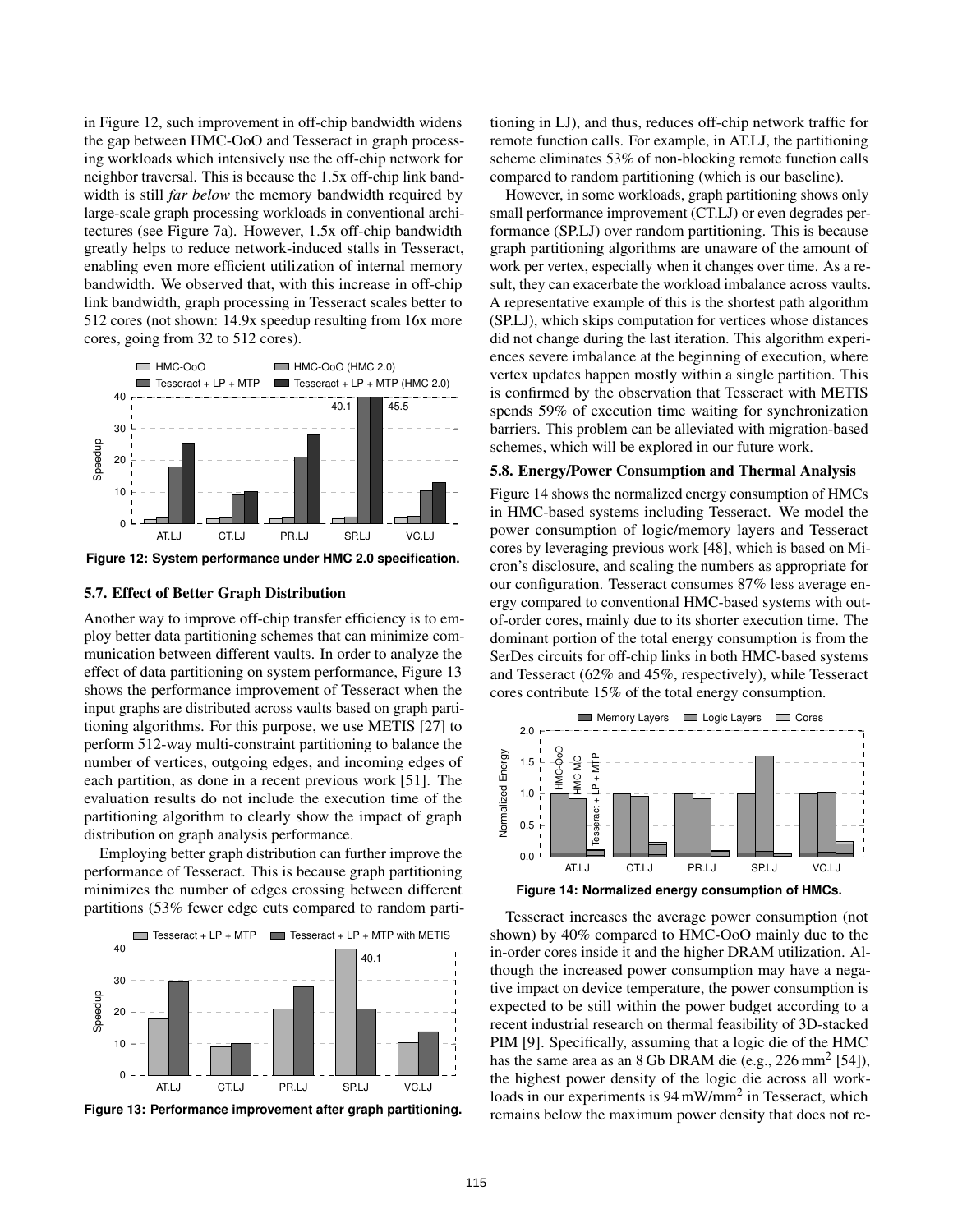in Figure 12, such improvement in off-chip bandwidth widens the gap between HMC-OoO and Tesseract in graph processing workloads which intensively use the off-chip network for neighbor traversal. This is because the 1.5x off-chip link bandwidth is still *far below* the memory bandwidth required by large-scale graph processing workloads in conventional architectures (see Figure 7a). However, 1.5x off-chip bandwidth greatly helps to reduce network-induced stalls in Tesseract, enabling even more efficient utilization of internal memory bandwidth. We observed that, with this increase in off-chip link bandwidth, graph processing in Tesseract scales better to 512 cores (not shown: 14.9x speedup resulting from 16x more cores, going from 32 to 512 cores).

**Figure 12: System performance under HMC 2.0 specification.**

### 5.7. Effect of Better Graph Distribution

Another way to improve off-chip transfer efficiency is to employ better data partitioning schemes that can minimize communication between different vaults. In order to analyze the effect of data partitioning on system performance, Figure 13 shows the performance improvement of Tesseract when the input graphs are distributed across vaults based on graph partitioning algorithms. For this purpose, we use METIS [27] to perform 512-way multi-constraint partitioning to balance the number of vertices, outgoing edges, and incoming edges of each partition, as done in a recent previous work [51]. The evaluation results do not include the execution time of the partitioning algorithm to clearly show the impact of graph distribution on graph analysis performance.

Employing better graph distribution can further improve the performance of Tesseract. This is because graph partitioning minimizes the number of edges crossing between different partitions (53% fewer edge cuts compared to random partitioning in LJ), and thus, reduces off-chip network traffic for remote function calls. For example, in AT.LJ, the partitioning scheme eliminates 53% of non-blocking remote function calls compared to random partitioning (which is our baseline).

**Figure 13: Performance improvement after graph partitioning.**

However, in some workloads, graph partitioning shows only small performance improvement (CT.LJ) or even degrades performance (SP.LJ) over random partitioning. This is because graph partitioning algorithms are unaware of the amount of work per vertex, especially when it changes over time. As a result, they can exacerbate the workload imbalance across vaults. A representative example of this is the shortest path algorithm (SP.LJ), which skips computation for vertices whose distances did not change during the last iteration. This algorithm experiences severe imbalance at the beginning of execution, where vertex updates happen mostly within a single partition. This is confirmed by the observation that Tesseract with METIS spends 59% of execution time waiting for synchronization barriers. This problem can be alleviated with migration-based schemes, which will be explored in our future work.

### 5.8. Energy/Power Consumption and Thermal Analysis

Figure 14 shows the normalized energy consumption of HMCs in HMC-based systems including Tesseract. We model the power consumption of logic/memory layers and Tesseract cores by leveraging previous work [48], which is based on Micron's disclosure, and scaling the numbers as appropriate for our configuration. Tesseract consumes 87% less average energy compared to conventional HMC-based systems with out-of-order cores, mainly due to its shorter execution time. The dominant portion of the total energy consumption is from the SerDes circuits for off-chip links in both HMC-based systems and Tesseract (62% and 45%, respectively), while Tesseract cores contribute 15% of the total energy consumption.

**Figure 14: Normalized energy consumption of HMCs.**

Tesseract increases the average power consumption (not shown) by 40% compared to HMC-OoO mainly due to the in-order cores inside it and the higher DRAM utilization. Although the increased power consumption may have a negative impact on device temperature, the power consumption is expected to be still within the power budget according to a recent industrial research on thermal feasibility of 3D-stacked PIM [9]. Specifically, assuming that a logic die of the HMC has the same area as an 8 Gb DRAM die (e.g., 226 $\text{mm}^2$ [54]), the highest power density of the logic die across all workloads in our experiments is 94 $\text{mW/mm}^2$ in Tesseract, which remains below the maximum power density that does not re-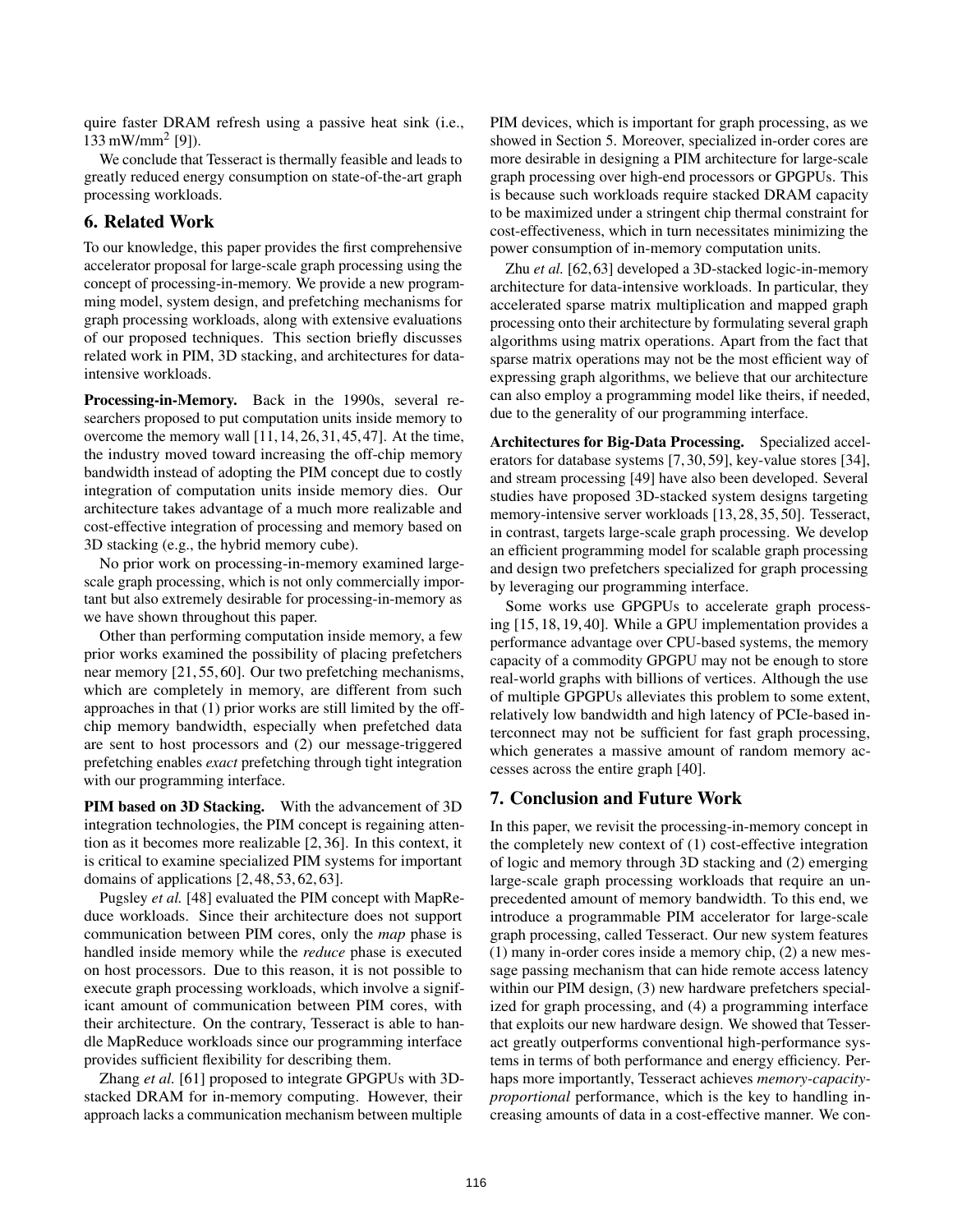quire faster DRAM refresh using a passive heat sink (i.e., 133 mW/mm$^2$ [9]).

We conclude that Tesseract is thermally feasible and leads to greatly reduced energy consumption on state-of-the-art graph processing workloads.

## 6. Related Work

To our knowledge, this paper provides the first comprehensive accelerator proposal for large-scale graph processing using the concept of processing-in-memory. We provide a new programming model, system design, and prefetching mechanisms for graph processing workloads, along with extensive evaluations of our proposed techniques. This section briefly discusses related work in PIM, 3D stacking, and architectures for data-intensive workloads.

**Processing-in-Memory.** Back in the 1990s, several researchers proposed to put computation units inside memory to overcome the memory wall [11, 14, 26, 31, 45, 47]. At the time, the industry moved toward increasing the off-chip memory bandwidth instead of adopting the PIM concept due to costly integration of computation units inside memory dies. Our architecture takes advantage of a much more realizable and cost-effective integration of processing and memory based on 3D stacking (e.g., the hybrid memory cube).

No prior work on processing-in-memory examined large-scale graph processing, which is not only commercially important but also extremely desirable for processing-in-memory as we have shown throughout this paper.

Other than performing computation inside memory, a few prior works examined the possibility of placing prefetchers near memory [21, 55, 60]. Our two prefetching mechanisms, which are completely in memory, are different from such approaches in that (1) prior works are still limited by the off-chip memory bandwidth, especially when prefetched data are sent to host processors and (2) our message-triggered prefetching enables *exact* prefetching through tight integration with our programming interface.

**PIM based on 3D Stacking.** With the advancement of 3D integration technologies, the PIM concept is regaining attention as it becomes more realizable [2, 36]. In this context, it is critical to examine specialized PIM systems for important domains of applications [2, 48, 53, 62, 63].

Pugsley *et al.* [48] evaluated the PIM concept with MapReduce workloads. Since their architecture does not support communication between PIM cores, only the *map* phase is handled inside memory while the *reduce* phase is executed on host processors. Due to this reason, it is not possible to execute graph processing workloads, which involve a significant amount of communication between PIM cores, with their architecture. On the contrary, Tesseract is able to handle MapReduce workloads since our programming interface provides sufficient flexibility for describing them.

Zhang *et al.* [61] proposed to integrate GPGPUs with 3D-stacked DRAM for in-memory computing. However, their approach lacks a communication mechanism between multiple PIM devices, which is important for graph processing, as we showed in Section 5. Moreover, specialized in-order cores are more desirable in designing a PIM architecture for large-scale graph processing over high-end processors or GPGPUs. This is because such workloads require stacked DRAM capacity to be maximized under a stringent chip thermal constraint for cost-effectiveness, which in turn necessitates minimizing the power consumption of in-memory computation units.

Zhu *et al.* [62, 63] developed a 3D-stacked logic-in-memory architecture for data-intensive workloads. In particular, they accelerated sparse matrix multiplication and mapped graph processing onto their architecture by formulating several graph algorithms using matrix operations. Apart from the fact that sparse matrix operations may not be the most efficient way of expressing graph algorithms, we believe that our architecture can also employ a programming model like theirs, if needed, due to the generality of our programming interface.

**Architectures for Big-Data Processing.** Specialized accelerators for database systems [7, 30, 59], key-value stores [34], and stream processing [49] have also been developed. Several studies have proposed 3D-stacked system designs targeting memory-intensive server workloads [13, 28, 35, 50]. Tesseract, in contrast, targets large-scale graph processing. We develop an efficient programming model for scalable graph processing and design two prefetchers specialized for graph processing by leveraging our programming interface.

Some works use GPGPUs to accelerate graph processing [15, 18, 19, 40]. While a GPU implementation provides a performance advantage over CPU-based systems, the memory capacity of a commodity GPGPU may not be enough to store real-world graphs with billions of vertices. Although the use of multiple GPGPUs alleviates this problem to some extent, relatively low bandwidth and high latency of PCIe-based interconnect may not be sufficient for fast graph processing, which generates a massive amount of random memory accesses across the entire graph [40].

## 7. Conclusion and Future Work

In this paper, we revisit the processing-in-memory concept in the completely new context of (1) cost-effective integration of logic and memory through 3D stacking and (2) emerging large-scale graph processing workloads that require an unprecedented amount of memory bandwidth. To this end, we introduce a programmable PIM accelerator for large-scale graph processing, called Tesseract. Our new system features (1) many in-order cores inside a memory chip, (2) a new message passing mechanism that can hide remote access latency within our PIM design, (3) new hardware prefetchers specialized for graph processing, and (4) a programming interface that exploits our new hardware design. We showed that Tesseract greatly outperforms conventional high-performance systems in terms of both performance and energy efficiency. Perhaps more importantly, Tesseract achieves *memory-capacity-proportional* performance, which is the key to handling increasing amounts of data in a cost-effective manner. We con-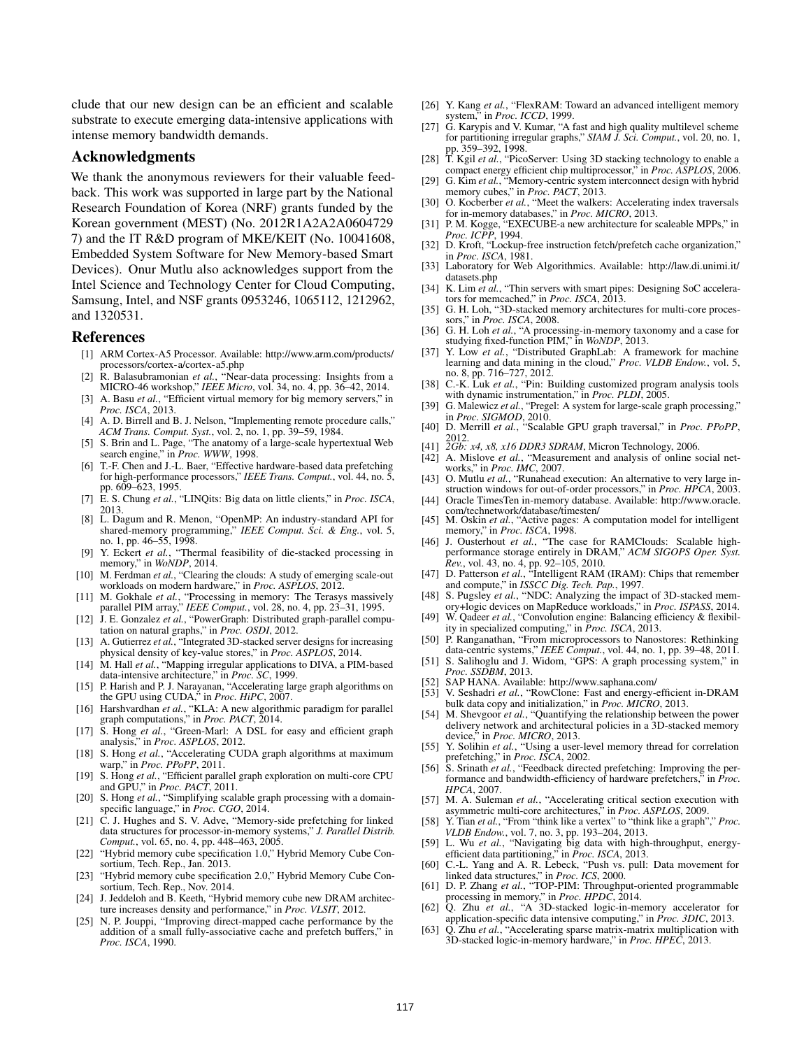clude that our new design can be an efficient and scalable substrate to execute emerging data-intensive applications with intense memory bandwidth demands.

## Acknowledgments

We thank the anonymous reviewers for their valuable feedback. This work was supported in large part by the National Research Foundation of Korea (NRF) grants funded by the Korean government (MEST) (No. 2012R1A2A2A0604729 7) and the IT R&D program of MKE/KEIT (No. 10041608, Embedded System Software for New Memory-based Smart Devices). Onur Mutlu also acknowledges support from the Intel Science and Technology Center for Cloud Computing, Samsung, Intel, and NSF grants 0953246, 1065112, 1212962, and 1320531.

## References

[1] ARM Cortex-A5 Processor. Available: http://www.arm.com/products/processors/cortex-a/cortex-a5.php

[2] R. Balasubramonian *et al.*, "Near-data processing: Insights from a MICRO-46 workshop," *IEEE Micro*, vol. 34, no. 4, pp. 36–42, 2014.

[3] A. Basu *et al.*, "Efficient virtual memory for big memory servers," in *Proc. ISCA*, 2013.

[4] A. D. Birrell and B. J. Nelson, "Implementing remote procedure calls," *ACM Trans. Comput. Syst.*, vol. 2, no. 1, pp. 39–59, 1984.

[5] S. Brin and L. Page, "The anatomy of a large-scale hypertextual Web search engine," in *Proc. WWW*, 1998.

[6] T.-F. Chen and J.-L. Baer, "Effective hardware-based data prefetching for high-performance processors," *IEEE Trans. Comput.*, vol. 44, no. 5, pp. 609–623, 1995.

[7] E. S. Chung *et al.*, "LINQits: Big data on little clients," in *Proc. ISCA*, 2013.

[8] L. Dagum and R. Menon, "OpenMP: An industry-standard API for shared-memory programming," *IEEE Comput. Sci. & Eng.*, vol. 5, no. 1, pp. 46–55, 1998.

[9] Y. Eckert *et al.*, "Thermal feasibility of die-stacked processing in memory," in *WoNDP*, 2014.

[10] M. Ferdman *et al.*, "Clearing the clouds: A study of emerging scale-out workloads on modern hardware," in *Proc. ASPLOS*, 2012.

[11] M. Gokhale *et al.*, "Processing in memory: The Terasys massively parallel PIM array," *IEEE Comput.*, vol. 28, no. 4, pp. 23–31, 1995.

[12] J. E. Gonzalez *et al.*, "PowerGraph: Distributed graph-parallel computation on natural graphs," in *Proc. OSDI*, 2012.

[13] A. Gutierrez *et al.*, "Integrated 3D-stacked server designs for increasing physical density of key-value stores," in *Proc. ASPLOS*, 2014.

[14] M. Hall *et al.*, "Mapping irregular applications to DIVA, a PIM-based data-intensive architecture," in *Proc. SC*, 1999.

[15] P. Harish and P. J. Narayanan, "Accelerating large graph algorithms on the GPU using CUDA," in *Proc. HiPC*, 2007.

[16] Harshvardhan *et al.*, "KLA: A new algorithmic paradigm for parallel graph computations," in *Proc. PACT*, 2014.

[17] S. Hong *et al.*, "Green-Marl: A DSL for easy and efficient graph analysis," in *Proc. ASPLOS*, 2012.

[18] S. Hong *et al.*, "Accelerating CUDA graph algorithms at maximum warp," in *Proc. PPoPP*, 2011.

[19] S. Hong *et al.*, "Efficient parallel graph exploration on multi-core CPU and GPU," in *Proc. PACT*, 2011.

[20] S. Hong *et al.*, "Simplifying scalable graph processing with a domain-specific language," in *Proc. CGO*, 2014.

[21] C. J. Hughes and S. V. Adve, "Memory-side prefetching for linked data structures for processor-in-memory systems," *J. Parallel Distrib. Comput.*, vol. 65, no. 4, pp. 448–463, 2005.

[22] "Hybrid memory cube specification 1.0," Hybrid Memory Cube Consortium, Tech. Rep., Jan. 2013.

[23] "Hybrid memory cube specification 2.0," Hybrid Memory Cube Consortium, Tech. Rep., Nov. 2014.

[24] J. Jeddeloh and B. Keeth, "Hybrid memory cube new DRAM architecture increases density and performance," in *Proc. VLSIT*, 2012.

[25] N. P. Jouppi, "Improving direct-mapped cache performance by the addition of a small fully-associative cache and prefetch buffers," in *Proc. ISCA*, 1990.

[26] Y. Kang *et al.*, "FlexRAM: Toward an advanced intelligent memory system," in *Proc. ICCD*, 1999.

[27] G. Karypis and V. Kumar, "A fast and high quality multilevel scheme for partitioning irregular graphs," *SIAM J. Sci. Comput.*, vol. 20, no. 1, pp. 359–392, 1998.

[28] T. Kgil *et al.*, "PicoServer: Using 3D stacking technology to enable a compact energy efficient chip multiprocessor," in *Proc. ASPLOS*, 2006.

[29] G. Kim *et al.*, "Memory-centric system interconnect design with hybrid memory cubes," in *Proc. PACT*, 2013.

[30] O. Kocberber *et al.*, "Meet the walkers: Accelerating index traversals for in-memory databases," in *Proc. MICRO*, 2013.

[31] P. M. Kogge, "EXECUBE-a new architecture for scaleable MPPs," in *Proc. ICPP*, 1994.

[32] D. Kroft, "Lockup-free instruction fetch/prefetch cache organization," in *Proc. ISCA*, 1981.

[33] Laboratory for Web Algorithmics. Available: http://law.di.unimi.it/datasets.php

[34] K. Lim *et al.*, "Thin servers with smart pipes: Designing SoC accelerators for memcached," in *Proc. ISCA*, 2013.

[35] G. H. Loh, "3D-stacked memory architectures for multi-core processors," in *Proc. ISCA*, 2008.

[36] G. H. Loh *et al.*, "A processing-in-memory taxonomy and a case for studying fixed-function PIM," in *WoNDP*, 2013.

[37] Y. Low *et al.*, "Distributed GraphLab: A framework for machine learning and data mining in the cloud," *Proc. VLDB Endow.*, vol. 5, no. 8, pp. 716–727, 2012.

[38] C.-K. Luk *et al.*, "Pin: Building customized program analysis tools with dynamic instrumentation," in *Proc. PLDI*, 2005.

[39] G. Malewicz *et al.*, "Pregel: A system for large-scale graph processing," in *Proc. SIGMOD*, 2010.

[40] D. Merrill *et al.*, "Scalable GPU graph traversal," in *Proc. PPoPP*, 2012.

[41] *2Gb: x4, x8, x16 DDR3 SDRAM*, Micron Technology, 2006.

[42] A. Mislove *et al.*, "Measurement and analysis of online social networks," in *Proc. IMC*, 2007.

[43] O. Mutlu *et al.*, "Runahead execution: An alternative to very large instruction windows for out-of-order processors," in *Proc. HPCA*, 2003.

[44] Oracle TimesTen in-memory database. Available: http://www.oracle.com/technetwork/database/timesten/

[45] M. Oskin *et al.*, "Active pages: A computation model for intelligent memory," in *Proc. ISCA*, 1998.

[46] J. Ousterhout *et al.*, "The case for RAMClouds: Scalable high-performance storage entirely in DRAM," *ACM SIGOPS Oper. Syst. Rev.*, vol. 43, no. 4, pp. 92–105, 2010.

[47] D. Patterson *et al.*, "Intelligent RAM (IRAM): Chips that remember and compute," in *ISSCC Dig. Tech. Pap.*, 1997.

[48] S. Pugsley *et al.*, "NDC: Analyzing the impact of 3D-stacked memory+logic devices on MapReduce workloads," in *Proc. ISPASS*, 2014.

[49] W. Qadeer *et al.*, "Convolution engine: Balancing efficiency & flexibility in specialized computing," in *Proc. ISCA*, 2013.

[50] P. Ranganathan, "From microprocessors to Nanostores: Rethinking data-centric systems," *IEEE Comput.*, vol. 44, no. 1, pp. 39–48, 2011.

[51] S. Salihoglu and J. Widom, "GPS: A graph processing system," in *Proc. SSDBM*, 2013.

[52] SAP HANA. Available: http://www.saphana.com/

[53] V. Seshadri *et al.*, "RowClone: Fast and energy-efficient in-DRAM bulk data copy and initialization," in *Proc. MICRO*, 2013.

[54] M. Shevgoor *et al.*, "Quantifying the relationship between the power delivery network and architectural policies in a 3D-stacked memory device," in *Proc. MICRO*, 2013.

[55] Y. Solihin *et al.*, "Using a user-level memory thread for correlation prefetching," in *Proc. ISCA*, 2002.

[56] S. Srinath *et al.*, "Feedback directed prefetching: Improving the performance and bandwidth-efficiency of hardware prefetchers," in *Proc. HPCA*, 2007.

[57] M. A. Suleman *et al.*, "Accelerating critical section execution with asymmetric multi-core architectures," in *Proc. ASPLOS*, 2009.

[58] Y. Tian *et al.*, "From "think like a vertex" to "think like a graph"," *Proc. VLDB Endow.*, vol. 7, no. 3, pp. 193–204, 2013.

[59] L. Wu *et al.*, "Navigating big data with high-throughput, energy-efficient data partitioning," in *Proc. ISCA*, 2013.

[60] C.-L. Yang and A. R. Lebeck, "Push vs. pull: Data movement for linked data structures," in *Proc. ICS*, 2000.

[61] D. P. Zhang *et al.*, "TOP-PIM: Throughput-oriented programmable processing in memory," in *Proc. HPDC*, 2014.

[62] Q. Zhu *et al.*, "A 3D-stacked logic-in-memory accelerator for application-specific data intensive computing," in *Proc. 3DIC*, 2013.

[63] Q. Zhu *et al.*, "Accelerating sparse matrix-matrix multiplication with 3D-stacked logic-in-memory hardware," in *Proc. HPEC*, 2013.